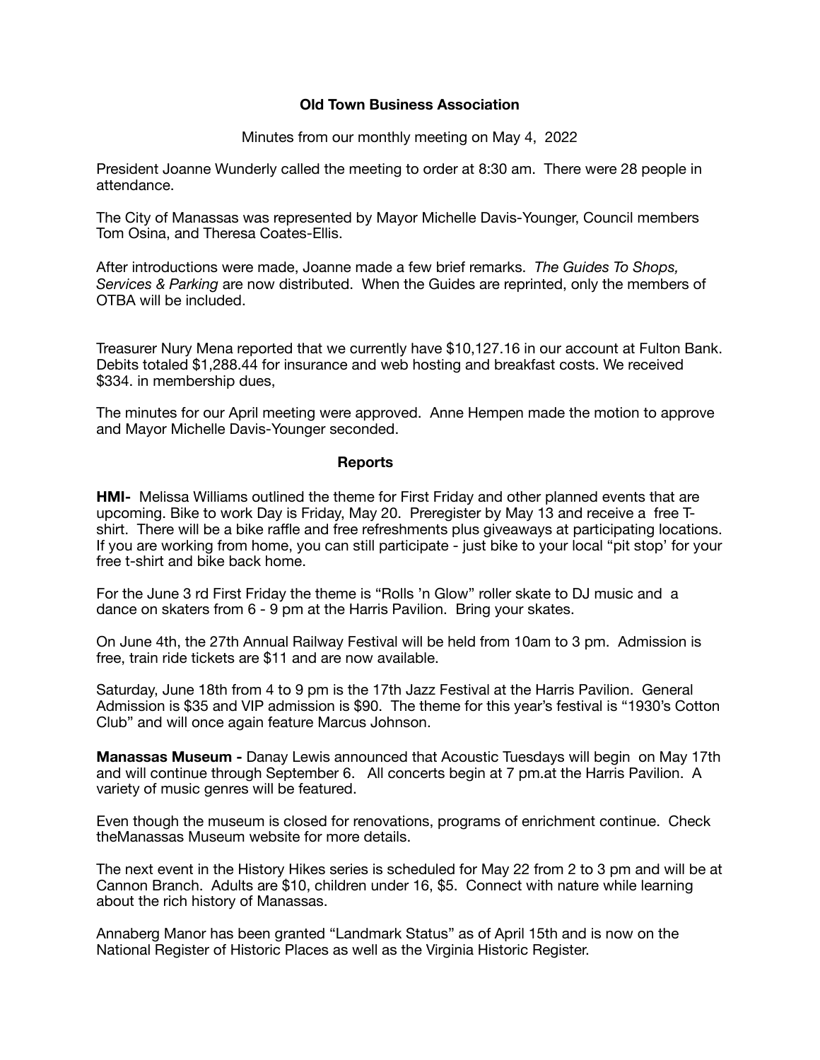**Old Town Business Association**

Minutes from our monthly meeting on May 4, 2022

President Joanne Wunderly called the meeting to order at 8:30 am. There were 28 people in attendance.

The City of Manassas was represented by Mayor Michelle Davis-Younger, Council members Tom Osina, and Theresa Coates-Ellis.

After introductions were made, Joanne made a few brief remarks. *The Guides To Shops, Services & Parking* are now distributed. When the Guides are reprinted, only the members of OTBA will be included.

Treasurer Nury Mena reported that we currently have $10,127.16 in our account at Fulton Bank. Debits totaled $1,288.44 for insurance and web hosting and breakfast costs. We received $334. in membership dues,

The minutes for our April meeting were approved. Anne Hempen made the motion to approve and Mayor Michelle Davis-Younger seconded.

**Reports**

**HMI-** Melissa Williams outlined the theme for First Friday and other planned events that are upcoming. Bike to work Day is Friday, May 20. Preregister by May 13 and receive a free T-shirt. There will be a bike raffle and free refreshments plus giveaways at participating locations. If you are working from home, you can still participate - just bike to your local "pit stop' for your free t-shirt and bike back home.

For the June 3 rd First Friday the theme is "Rolls 'n Glow" roller skate to DJ music and a dance on skaters from 6 - 9 pm at the Harris Pavilion. Bring your skates.

On June 4th, the 27th Annual Railway Festival will be held from 10am to 3 pm. Admission is free, train ride tickets are $11 and are now available.

Saturday, June 18th from 4 to 9 pm is the 17th Jazz Festival at the Harris Pavilion. General Admission is $35 and VIP admission is $90. The theme for this year's festival is "1930's Cotton Club" and will once again feature Marcus Johnson.

**Manassas Museum -** Danay Lewis announced that Acoustic Tuesdays will begin on May 17th and will continue through September 6. All concerts begin at 7 pm.at the Harris Pavilion. A variety of music genres will be featured.

Even though the museum is closed for renovations, programs of enrichment continue. Check theManassas Museum website for more details.

The next event in the History Hikes series is scheduled for May 22 from 2 to 3 pm and will be at Cannon Branch. Adults are $10, children under 16, $5. Connect with nature while learning about the rich history of Manassas.

Annaberg Manor has been granted "Landmark Status" as of April 15th and is now on the National Register of Historic Places as well as the Virginia Historic Register.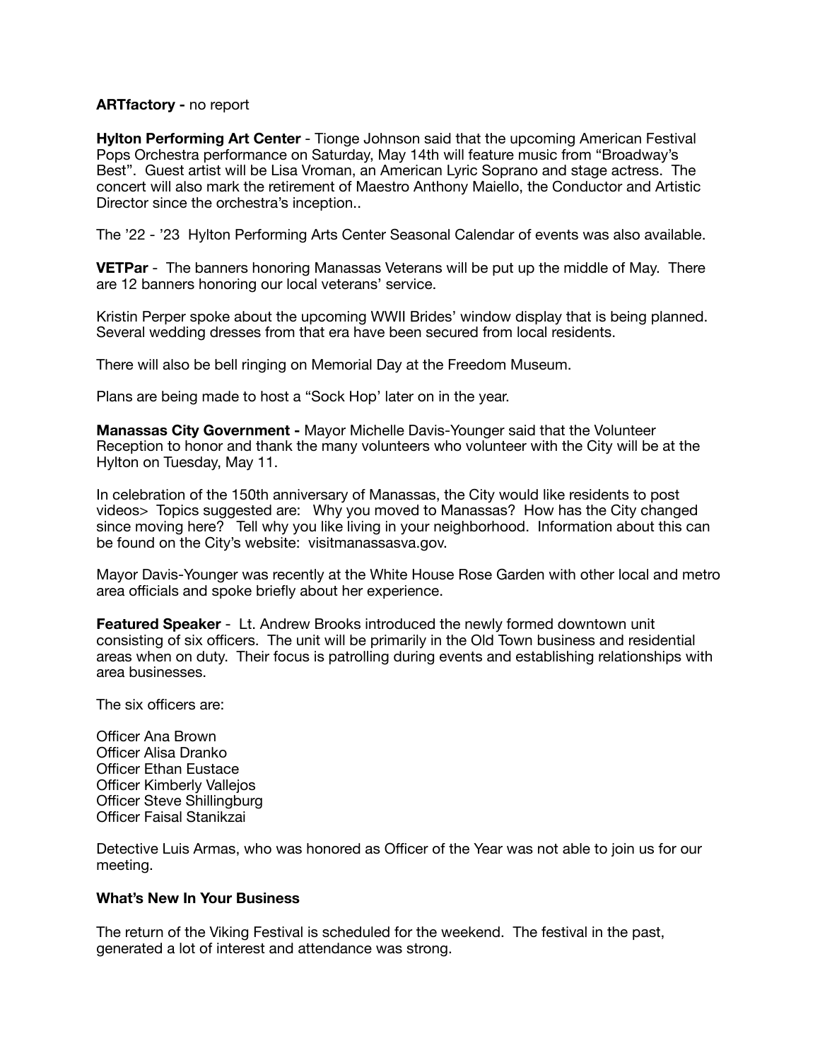**ARTfactory -** no report

**Hylton Performing Art Center** - Tionge Johnson said that the upcoming American Festival Pops Orchestra performance on Saturday, May 14th will feature music from "Broadway's Best". Guest artist will be Lisa Vroman, an American Lyric Soprano and stage actress. The concert will also mark the retirement of Maestro Anthony Maiello, the Conductor and Artistic Director since the orchestra's inception..

The '22 - '23 Hylton Performing Arts Center Seasonal Calendar of events was also available.

**VETPar** - The banners honoring Manassas Veterans will be put up the middle of May. There are 12 banners honoring our local veterans' service.

Kristin Perper spoke about the upcoming WWII Brides' window display that is being planned. Several wedding dresses from that era have been secured from local residents.

There will also be bell ringing on Memorial Day at the Freedom Museum.

Plans are being made to host a "Sock Hop' later on in the year.

**Manassas City Government -** Mayor Michelle Davis-Younger said that the Volunteer Reception to honor and thank the many volunteers who volunteer with the City will be at the Hylton on Tuesday, May 11.

In celebration of the 150th anniversary of Manassas, the City would like residents to post videos> Topics suggested are: Why you moved to Manassas? How has the City changed since moving here? Tell why you like living in your neighborhood. Information about this can be found on the City's website: visitmanassasva.gov.

Mayor Davis-Younger was recently at the White House Rose Garden with other local and metro area officials and spoke briefly about her experience.

**Featured Speaker** - Lt. Andrew Brooks introduced the newly formed downtown unit consisting of six officers. The unit will be primarily in the Old Town business and residential areas when on duty. Their focus is patrolling during events and establishing relationships with area businesses.

The six officers are:

Officer Ana Brown
Officer Alisa Dranko
Officer Ethan Eustace
Officer Kimberly Vallejos
Officer Steve Shillingburg
Officer Faisal Stanikzai

Detective Luis Armas, who was honored as Officer of the Year was not able to join us for our meeting.

**What's New In Your Business**

The return of the Viking Festival is scheduled for the weekend. The festival in the past, generated a lot of interest and attendance was strong.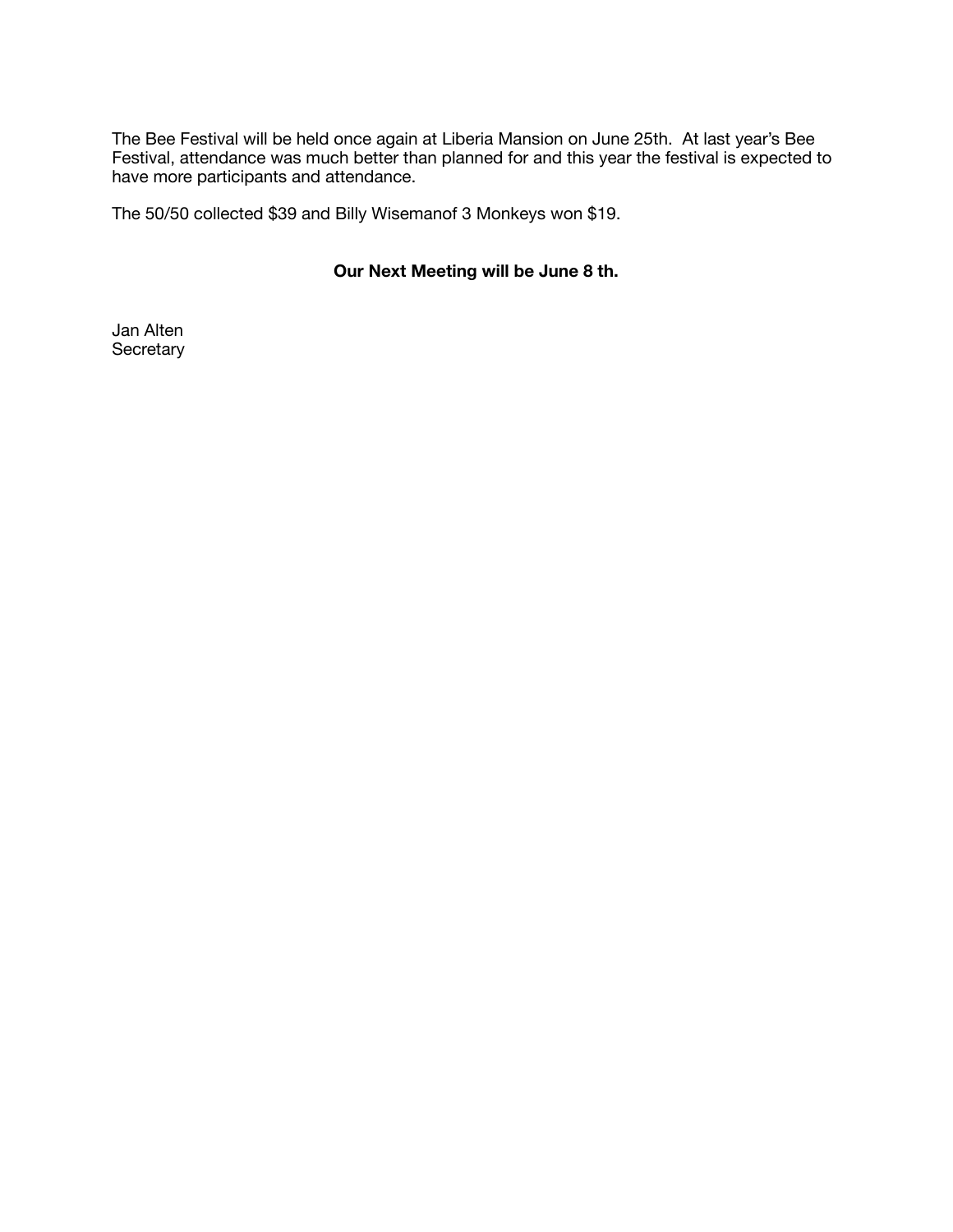The Bee Festival will be held once again at Liberia Mansion on June 25th.  At last year's Bee Festival, attendance was much better than planned for and this year the festival is expected to have more participants and attendance.

The 50/50 collected $39 and Billy Wisemanof 3 Monkeys won $19.

**Our Next Meeting will be June 8 th.**

Jan Alten
Secretary